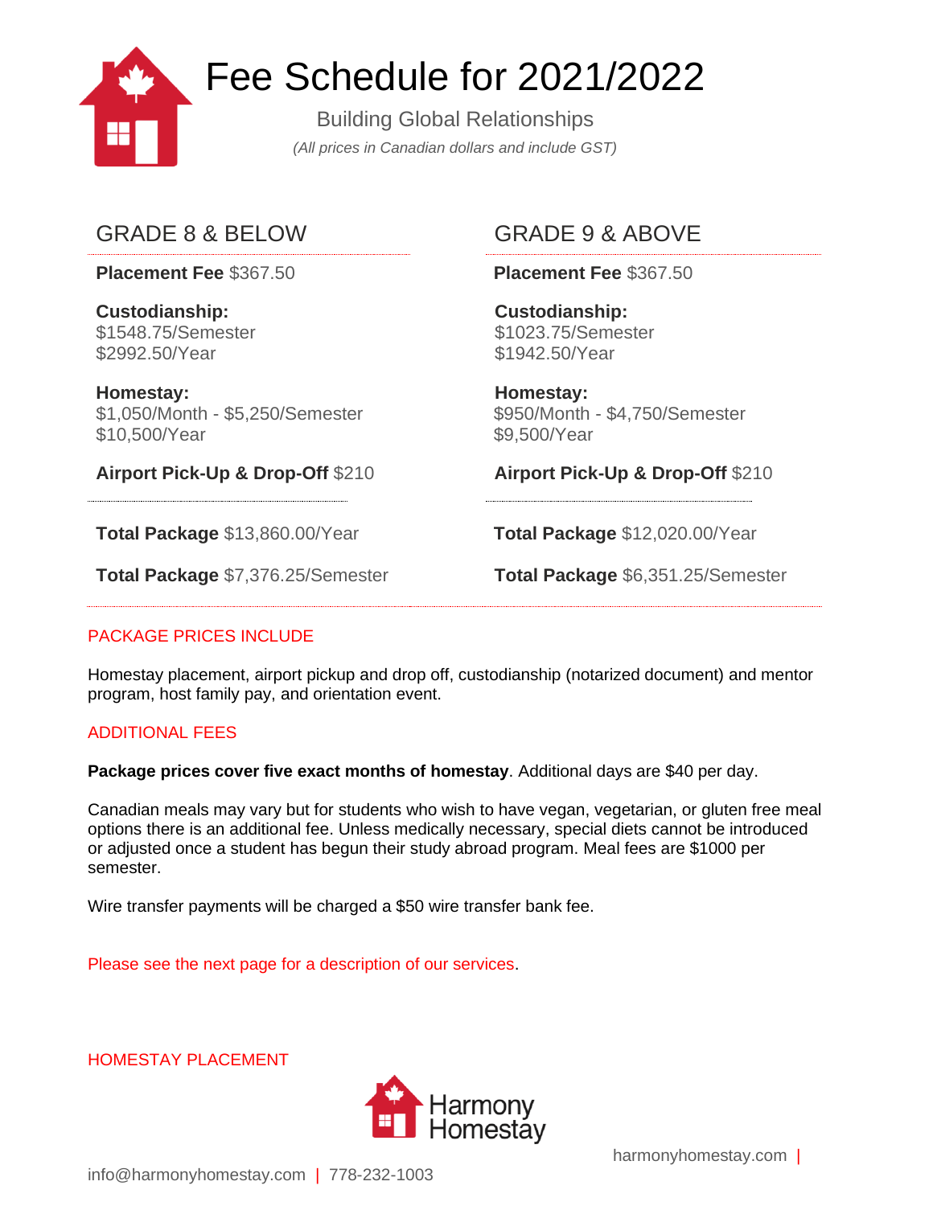# Fee Schedule for 2021/2022

Building Global Relationships

*(All prices in Canadian dollars and include GST)*

## GRADE 8 & BELOW

**Placement Fee** $367.50

**Custodianship:**
$1548.75/Semester
$2992.50/Year

**Homestay:**
$1,050/Month - $5,250/Semester
$10,500/Year

**Airport Pick-Up & Drop-Off** $210

**Total Package** $13,860.00/Year

**Total Package** $7,376.25/Semester

## GRADE 9 & ABOVE

**Placement Fee** $367.50

**Custodianship:**
$1023.75/Semester
$1942.50/Year

**Homestay:**
$950/Month - $4,750/Semester
$9,500/Year

**Airport Pick-Up & Drop-Off** $210

**Total Package** $12,020.00/Year

**Total Package** $6,351.25/Semester

### PACKAGE PRICES INCLUDE

Homestay placement, airport pickup and drop off, custodianship (notarized document) and mentor program, host family pay, and orientation event.

### ADDITIONAL FEES

**Package prices cover five exact months of homestay**. Additional days are $40 per day.

Canadian meals may vary but for students who wish to have vegan, vegetarian, or gluten free meal options there is an additional fee. Unless medically necessary, special diets cannot be introduced or adjusted once a student has begun their study abroad program. Meal fees are $1000 per semester.

Wire transfer payments will be charged a $50 wire transfer bank fee.

Please see the next page for a description of our services.

### HOMESTAY PLACEMENT

Harmony Homestay

harmonyhomestay.com |

info@harmonyhomestay.com | 778-232-1003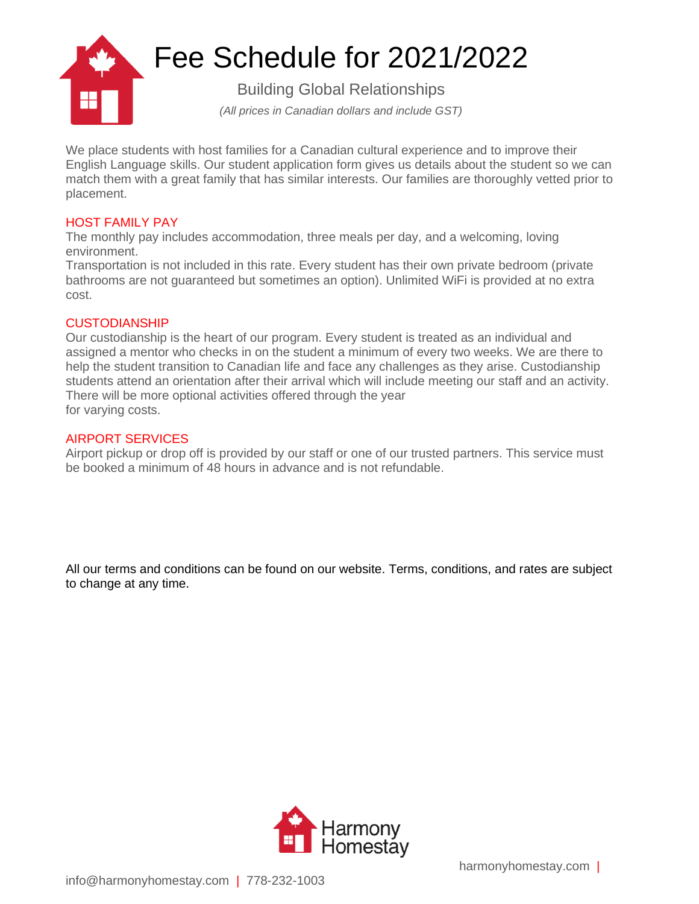# Fee Schedule for 2021/2022

Building Global Relationships

*(All prices in Canadian dollars and include GST)*

We place students with host families for a Canadian cultural experience and to improve their English Language skills. Our student application form gives us details about the student so we can match them with a great family that has similar interests. Our families are thoroughly vetted prior to placement.

## HOST FAMILY PAY

The monthly pay includes accommodation, three meals per day, and a welcoming, loving environment.

Transportation is not included in this rate. Every student has their own private bedroom (private bathrooms are not guaranteed but sometimes an option). Unlimited WiFi is provided at no extra cost.

## CUSTODIANSHIP

Our custodianship is the heart of our program. Every student is treated as an individual and assigned a mentor who checks in on the student a minimum of every two weeks. We are there to help the student transition to Canadian life and face any challenges as they arise. Custodianship students attend an orientation after their arrival which will include meeting our staff and an activity. There will be more optional activities offered through the year for varying costs.

## AIRPORT SERVICES

Airport pickup or drop off is provided by our staff or one of our trusted partners. This service must be booked a minimum of 48 hours in advance and is not refundable.

All our terms and conditions can be found on our website. Terms, conditions, and rates are subject to change at any time.

Harmony Homestay

harmonyhomestay.com |

info@harmonyhomestay.com | 778-232-1003